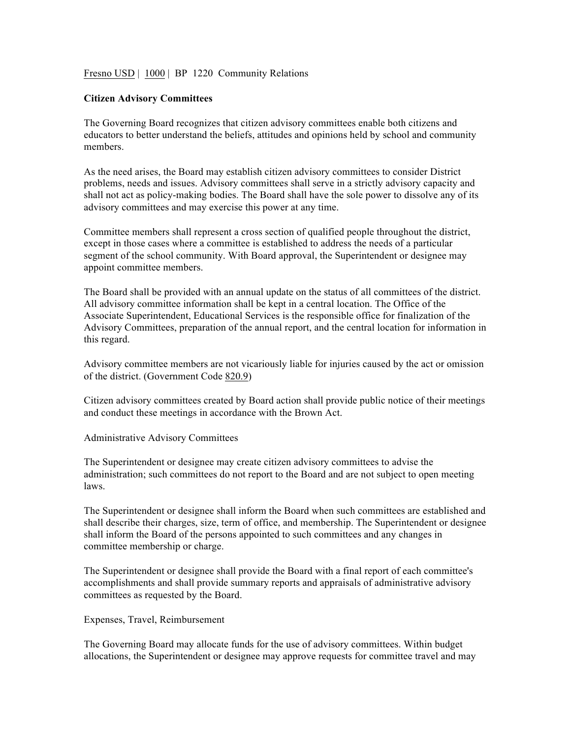Fresno USD | 1000 | BP 1220 Community Relations

**Citizen Advisory Committees**

The Governing Board recognizes that citizen advisory committees enable both citizens and educators to better understand the beliefs, attitudes and opinions held by school and community members.

As the need arises, the Board may establish citizen advisory committees to consider District problems, needs and issues. Advisory committees shall serve in a strictly advisory capacity and shall not act as policy-making bodies. The Board shall have the sole power to dissolve any of its advisory committees and may exercise this power at any time.

Committee members shall represent a cross section of qualified people throughout the district, except in those cases where a committee is established to address the needs of a particular segment of the school community. With Board approval, the Superintendent or designee may appoint committee members.

The Board shall be provided with an annual update on the status of all committees of the district. All advisory committee information shall be kept in a central location. The Office of the Associate Superintendent, Educational Services is the responsible office for finalization of the Advisory Committees, preparation of the annual report, and the central location for information in this regard.

Advisory committee members are not vicariously liable for injuries caused by the act or omission of the district. (Government Code 820.9)

Citizen advisory committees created by Board action shall provide public notice of their meetings and conduct these meetings in accordance with the Brown Act.

Administrative Advisory Committees

The Superintendent or designee may create citizen advisory committees to advise the administration; such committees do not report to the Board and are not subject to open meeting laws.

The Superintendent or designee shall inform the Board when such committees are established and shall describe their charges, size, term of office, and membership. The Superintendent or designee shall inform the Board of the persons appointed to such committees and any changes in committee membership or charge.

The Superintendent or designee shall provide the Board with a final report of each committee's accomplishments and shall provide summary reports and appraisals of administrative advisory committees as requested by the Board.

Expenses, Travel, Reimbursement

The Governing Board may allocate funds for the use of advisory committees. Within budget allocations, the Superintendent or designee may approve requests for committee travel and may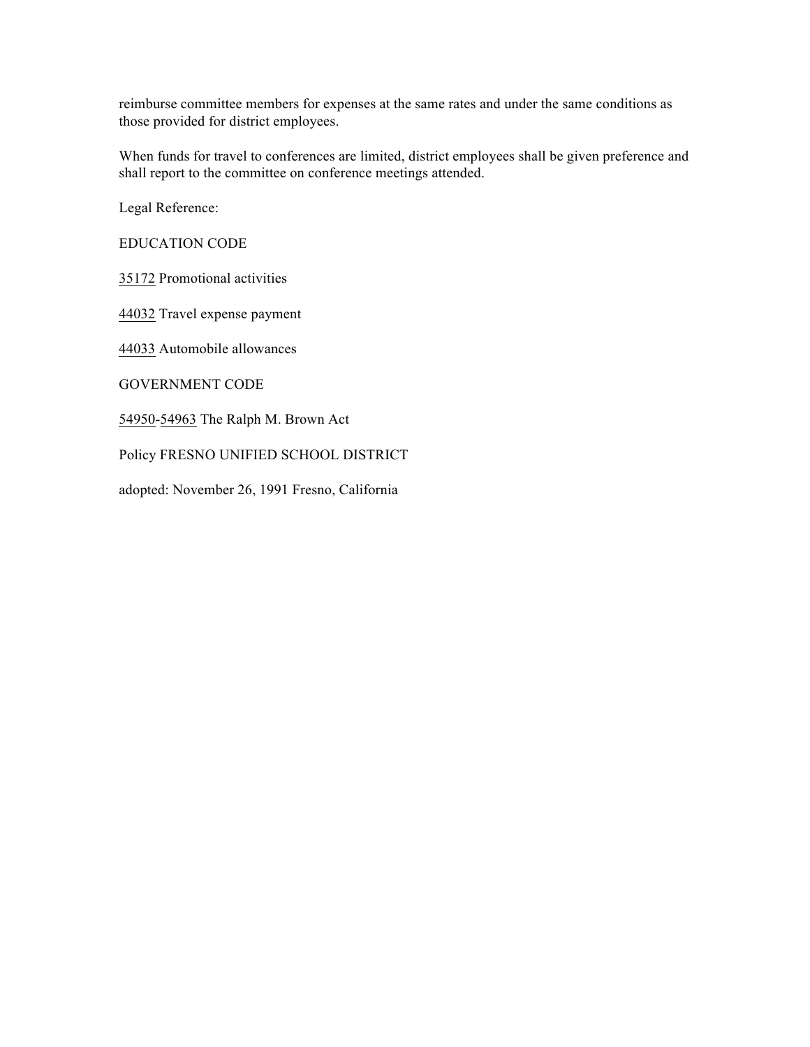reimburse committee members for expenses at the same rates and under the same conditions as those provided for district employees.

When funds for travel to conferences are limited, district employees shall be given preference and shall report to the committee on conference meetings attended.

Legal Reference:

EDUCATION CODE

35172 Promotional activities

44032 Travel expense payment

44033 Automobile allowances

GOVERNMENT CODE

54950-54963 The Ralph M. Brown Act

Policy FRESNO UNIFIED SCHOOL DISTRICT

adopted: November 26, 1991 Fresno, California